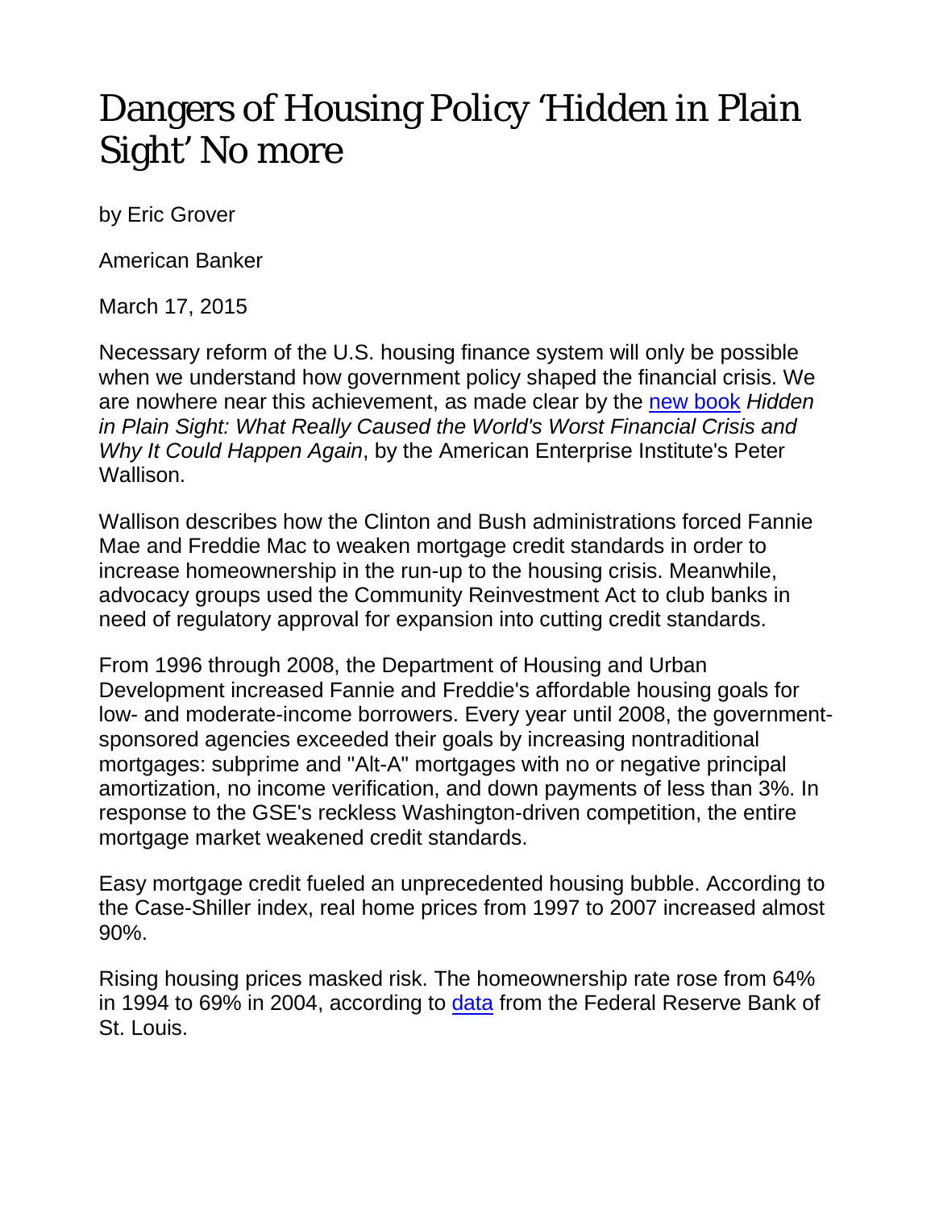# Dangers of Housing Policy 'Hidden in Plain Sight' No more

by Eric Grover

American Banker

March 17, 2015

Necessary reform of the U.S. housing finance system will only be possible when we understand how government policy shaped the financial crisis. We are nowhere near this achievement, as made clear by the new book *Hidden in Plain Sight: What Really Caused the World's Worst Financial Crisis and Why It Could Happen Again*, by the American Enterprise Institute's Peter Wallison.

Wallison describes how the Clinton and Bush administrations forced Fannie Mae and Freddie Mac to weaken mortgage credit standards in order to increase homeownership in the run-up to the housing crisis. Meanwhile, advocacy groups used the Community Reinvestment Act to club banks in need of regulatory approval for expansion into cutting credit standards.

From 1996 through 2008, the Department of Housing and Urban Development increased Fannie and Freddie's affordable housing goals for low- and moderate-income borrowers. Every year until 2008, the government-sponsored agencies exceeded their goals by increasing nontraditional mortgages: subprime and "Alt-A" mortgages with no or negative principal amortization, no income verification, and down payments of less than 3%. In response to the GSE's reckless Washington-driven competition, the entire mortgage market weakened credit standards.

Easy mortgage credit fueled an unprecedented housing bubble. According to the Case-Shiller index, real home prices from 1997 to 2007 increased almost 90%.

Rising housing prices masked risk. The homeownership rate rose from 64% in 1994 to 69% in 2004, according to data from the Federal Reserve Bank of St. Louis.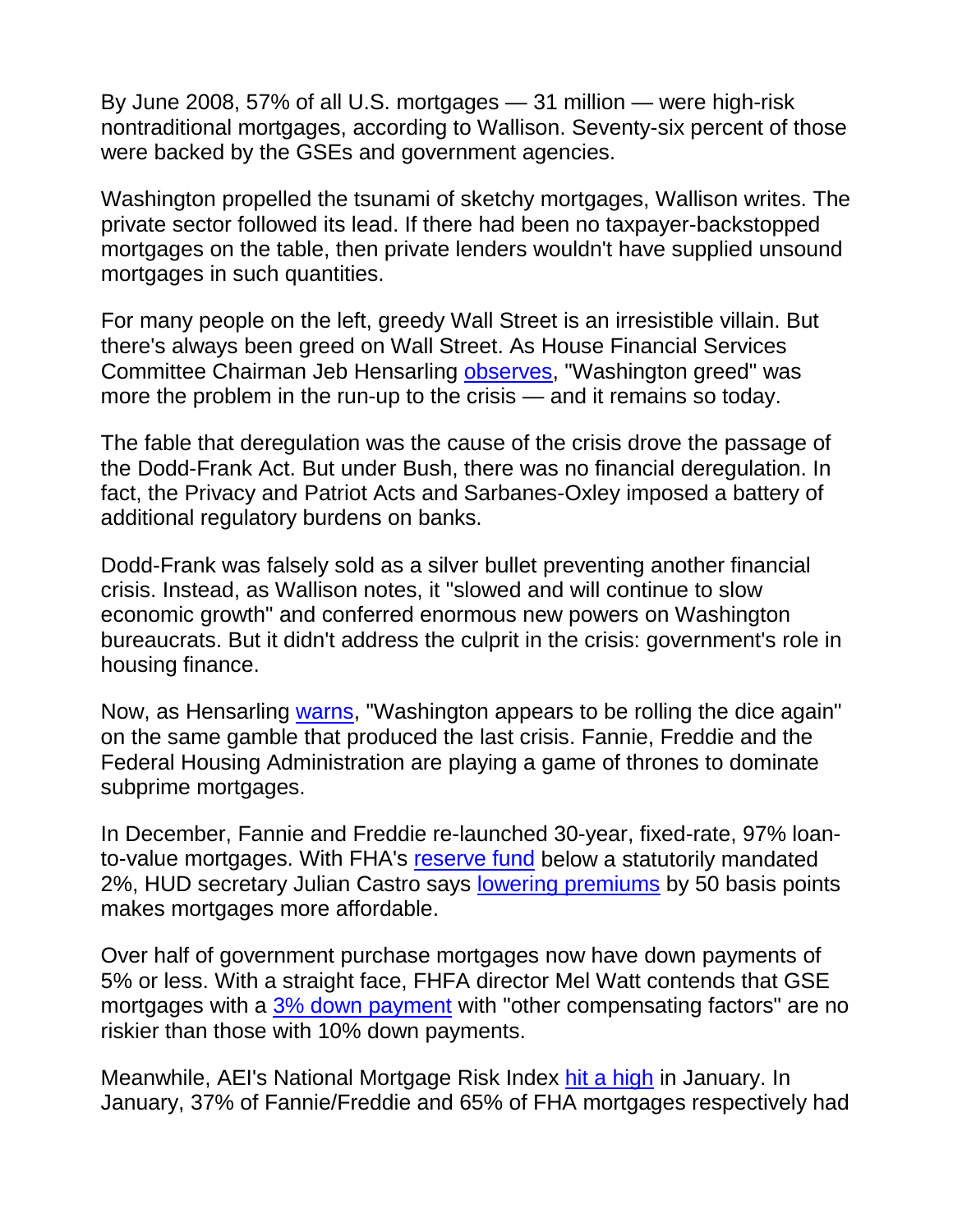By June 2008, 57% of all U.S. mortgages — 31 million — were high-risk nontraditional mortgages, according to Wallison. Seventy-six percent of those were backed by the GSEs and government agencies.

Washington propelled the tsunami of sketchy mortgages, Wallison writes. The private sector followed its lead. If there had been no taxpayer-backstopped mortgages on the table, then private lenders wouldn't have supplied unsound mortgages in such quantities.

For many people on the left, greedy Wall Street is an irresistible villain. But there's always been greed on Wall Street. As House Financial Services Committee Chairman Jeb Hensarling observes, "Washington greed" was more the problem in the run-up to the crisis — and it remains so today.

The fable that deregulation was the cause of the crisis drove the passage of the Dodd-Frank Act. But under Bush, there was no financial deregulation. In fact, the Privacy and Patriot Acts and Sarbanes-Oxley imposed a battery of additional regulatory burdens on banks.

Dodd-Frank was falsely sold as a silver bullet preventing another financial crisis. Instead, as Wallison notes, it "slowed and will continue to slow economic growth" and conferred enormous new powers on Washington bureaucrats. But it didn't address the culprit in the crisis: government's role in housing finance.

Now, as Hensarling warns, "Washington appears to be rolling the dice again" on the same gamble that produced the last crisis. Fannie, Freddie and the Federal Housing Administration are playing a game of thrones to dominate subprime mortgages.

In December, Fannie and Freddie re-launched 30-year, fixed-rate, 97% loan-to-value mortgages. With FHA's reserve fund below a statutorily mandated 2%, HUD secretary Julian Castro says lowering premiums by 50 basis points makes mortgages more affordable.

Over half of government purchase mortgages now have down payments of 5% or less. With a straight face, FHFA director Mel Watt contends that GSE mortgages with a 3% down payment with "other compensating factors" are no riskier than those with 10% down payments.

Meanwhile, AEI's National Mortgage Risk Index hit a high in January. In January, 37% of Fannie/Freddie and 65% of FHA mortgages respectively had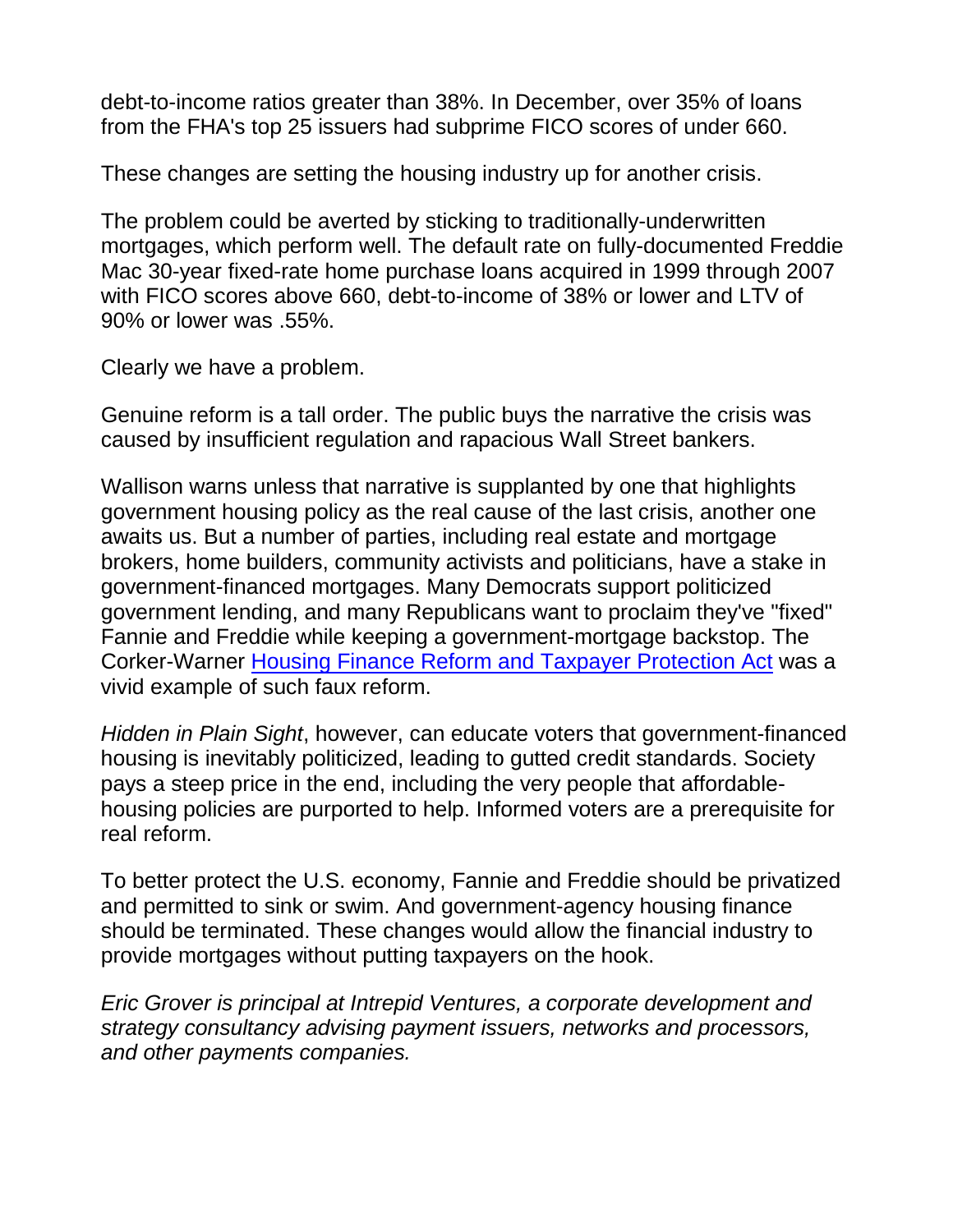debt-to-income ratios greater than 38%. In December, over 35% of loans from the FHA's top 25 issuers had subprime FICO scores of under 660.

These changes are setting the housing industry up for another crisis.

The problem could be averted by sticking to traditionally-underwritten mortgages, which perform well. The default rate on fully-documented Freddie Mac 30-year fixed-rate home purchase loans acquired in 1999 through 2007 with FICO scores above 660, debt-to-income of 38% or lower and LTV of 90% or lower was .55%.

Clearly we have a problem.

Genuine reform is a tall order. The public buys the narrative the crisis was caused by insufficient regulation and rapacious Wall Street bankers.

Wallison warns unless that narrative is supplanted by one that highlights government housing policy as the real cause of the last crisis, another one awaits us. But a number of parties, including real estate and mortgage brokers, home builders, community activists and politicians, have a stake in government-financed mortgages. Many Democrats support politicized government lending, and many Republicans want to proclaim they've "fixed" Fannie and Freddie while keeping a government-mortgage backstop. The Corker-Warner Housing Finance Reform and Taxpayer Protection Act was a vivid example of such faux reform.

*Hidden in Plain Sight*, however, can educate voters that government-financed housing is inevitably politicized, leading to gutted credit standards. Society pays a steep price in the end, including the very people that affordable-housing policies are purported to help. Informed voters are a prerequisite for real reform.

To better protect the U.S. economy, Fannie and Freddie should be privatized and permitted to sink or swim. And government-agency housing finance should be terminated. These changes would allow the financial industry to provide mortgages without putting taxpayers on the hook.

*Eric Grover is principal at Intrepid Ventures, a corporate development and strategy consultancy advising payment issuers, networks and processors, and other payments companies.*